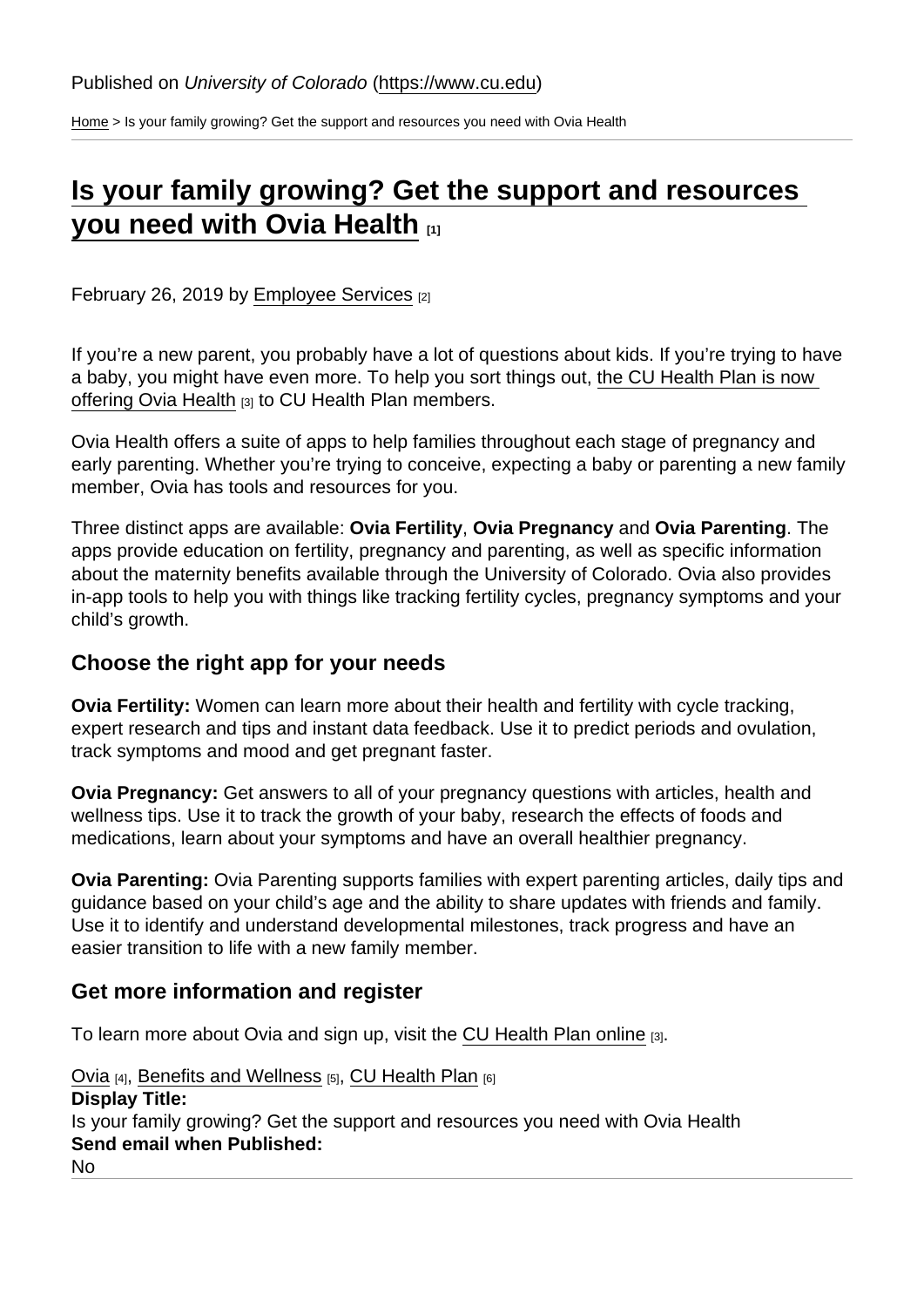Published on *University of Colorado* (https://www.cu.edu)

Home > Is your family growing? Get the support and resources you need with Ovia Health

# Is your family growing? Get the support and resources you need with Ovia Health [1]

February 26, 2019 by Employee Services [2]

If you're a new parent, you probably have a lot of questions about kids. If you're trying to have a baby, you might have even more. To help you sort things out, the CU Health Plan is now offering Ovia Health [3] to CU Health Plan members.

Ovia Health offers a suite of apps to help families throughout each stage of pregnancy and early parenting. Whether you're trying to conceive, expecting a baby or parenting a new family member, Ovia has tools and resources for you.

Three distinct apps are available: **Ovia Fertility**, **Ovia Pregnancy** and **Ovia Parenting**. The apps provide education on fertility, pregnancy and parenting, as well as specific information about the maternity benefits available through the University of Colorado. Ovia also provides in-app tools to help you with things like tracking fertility cycles, pregnancy symptoms and your child's growth.

## Choose the right app for your needs

**Ovia Fertility:** Women can learn more about their health and fertility with cycle tracking, expert research and tips and instant data feedback. Use it to predict periods and ovulation, track symptoms and mood and get pregnant faster.

**Ovia Pregnancy:** Get answers to all of your pregnancy questions with articles, health and wellness tips. Use it to track the growth of your baby, research the effects of foods and medications, learn about your symptoms and have an overall healthier pregnancy.

**Ovia Parenting:** Ovia Parenting supports families with expert parenting articles, daily tips and guidance based on your child's age and the ability to share updates with friends and family. Use it to identify and understand developmental milestones, track progress and have an easier transition to life with a new family member.

## Get more information and register

To learn more about Ovia and sign up, visit the CU Health Plan online [3].

Ovia [4], Benefits and Wellness [5], CU Health Plan [6]

**Display Title:**

Is your family growing? Get the support and resources you need with Ovia Health

**Send email when Published:**

No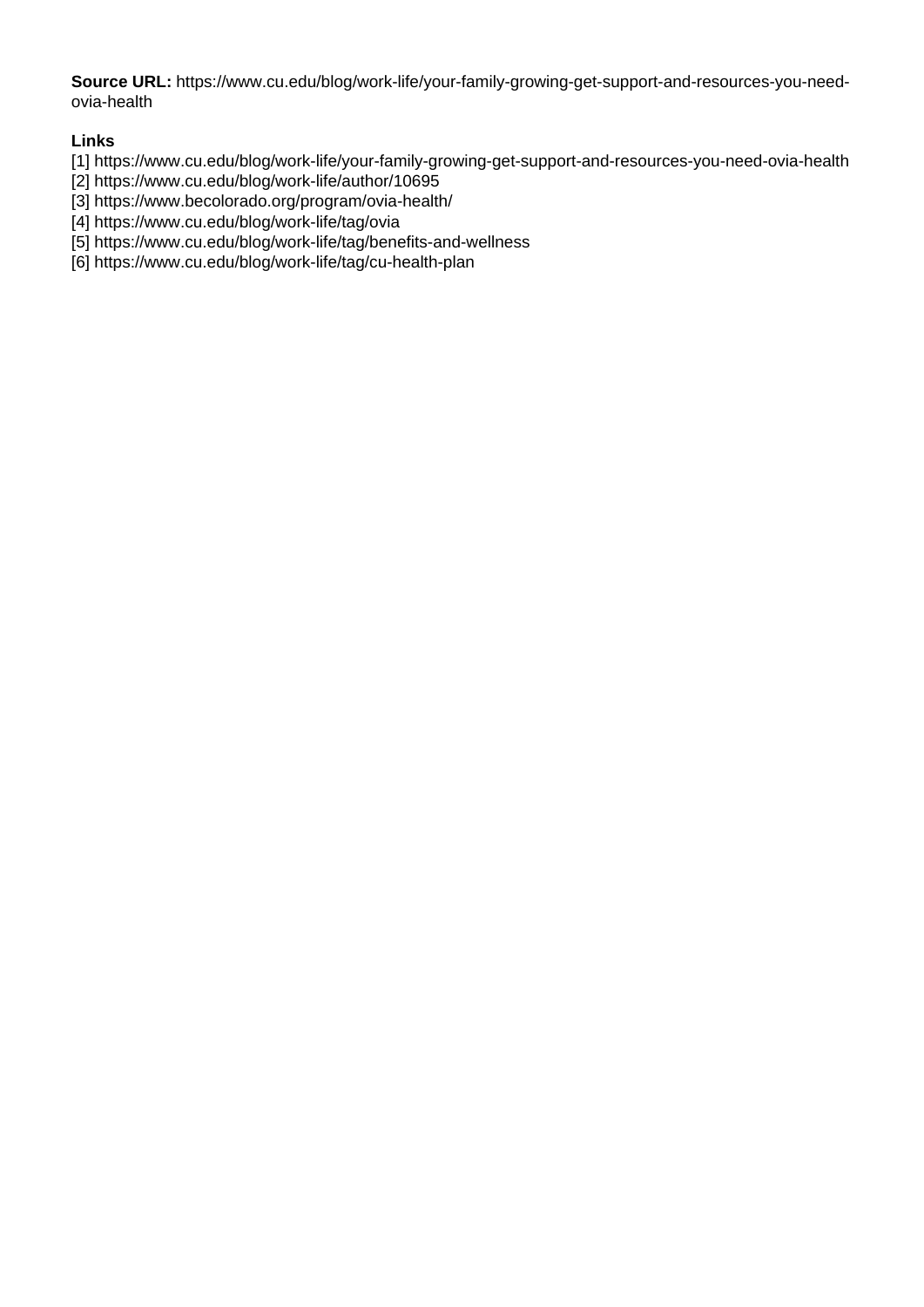**Source URL:** https://www.cu.edu/blog/work-life/your-family-growing-get-support-and-resources-you-need-ovia-health

**Links**

[1] https://www.cu.edu/blog/work-life/your-family-growing-get-support-and-resources-you-need-ovia-health
[2] https://www.cu.edu/blog/work-life/author/10695
[3] https://www.becolorado.org/program/ovia-health/
[4] https://www.cu.edu/blog/work-life/tag/ovia
[5] https://www.cu.edu/blog/work-life/tag/benefits-and-wellness
[6] https://www.cu.edu/blog/work-life/tag/cu-health-plan